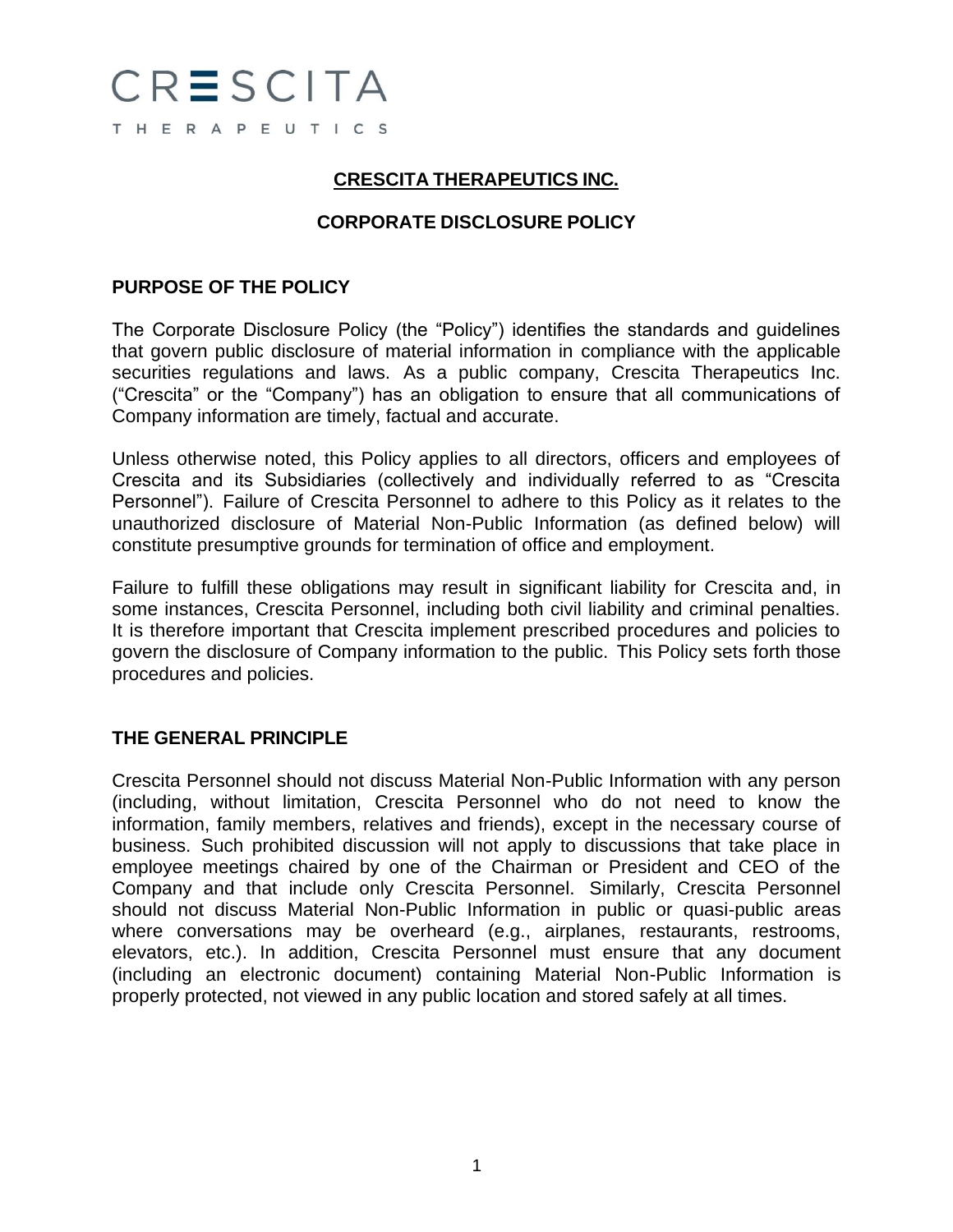CRESCITA THERAPEUTICS

# CRESCITA THERAPEUTICS INC.

## CORPORATE DISCLOSURE POLICY

### PURPOSE OF THE POLICY

The Corporate Disclosure Policy (the "Policy") identifies the standards and guidelines that govern public disclosure of material information in compliance with the applicable securities regulations and laws. As a public company, Crescita Therapeutics Inc. ("Crescita" or the "Company") has an obligation to ensure that all communications of Company information are timely, factual and accurate.

Unless otherwise noted, this Policy applies to all directors, officers and employees of Crescita and its Subsidiaries (collectively and individually referred to as "Crescita Personnel"). Failure of Crescita Personnel to adhere to this Policy as it relates to the unauthorized disclosure of Material Non-Public Information (as defined below) will constitute presumptive grounds for termination of office and employment.

Failure to fulfill these obligations may result in significant liability for Crescita and, in some instances, Crescita Personnel, including both civil liability and criminal penalties. It is therefore important that Crescita implement prescribed procedures and policies to govern the disclosure of Company information to the public. This Policy sets forth those procedures and policies.

### THE GENERAL PRINCIPLE

Crescita Personnel should not discuss Material Non-Public Information with any person (including, without limitation, Crescita Personnel who do not need to know the information, family members, relatives and friends), except in the necessary course of business. Such prohibited discussion will not apply to discussions that take place in employee meetings chaired by one of the Chairman or President and CEO of the Company and that include only Crescita Personnel. Similarly, Crescita Personnel should not discuss Material Non-Public Information in public or quasi-public areas where conversations may be overheard (e.g., airplanes, restaurants, restrooms, elevators, etc.). In addition, Crescita Personnel must ensure that any document (including an electronic document) containing Material Non-Public Information is properly protected, not viewed in any public location and stored safely at all times.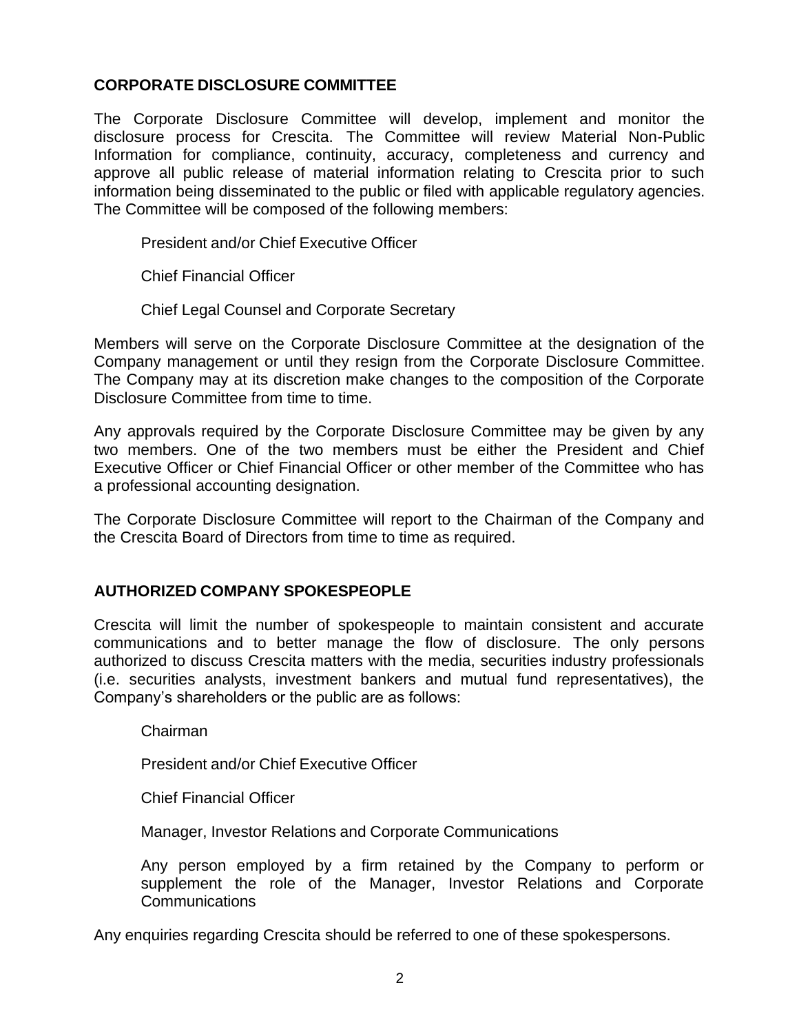## CORPORATE DISCLOSURE COMMITTEE

The Corporate Disclosure Committee will develop, implement and monitor the disclosure process for Crescita. The Committee will review Material Non-Public Information for compliance, continuity, accuracy, completeness and currency and approve all public release of material information relating to Crescita prior to such information being disseminated to the public or filed with applicable regulatory agencies. The Committee will be composed of the following members:

- President and/or Chief Executive Officer
- Chief Financial Officer
- Chief Legal Counsel and Corporate Secretary

Members will serve on the Corporate Disclosure Committee at the designation of the Company management or until they resign from the Corporate Disclosure Committee. The Company may at its discretion make changes to the composition of the Corporate Disclosure Committee from time to time.

Any approvals required by the Corporate Disclosure Committee may be given by any two members. One of the two members must be either the President and Chief Executive Officer or Chief Financial Officer or other member of the Committee who has a professional accounting designation.

The Corporate Disclosure Committee will report to the Chairman of the Company and the Crescita Board of Directors from time to time as required.

## AUTHORIZED COMPANY SPOKESPEOPLE

Crescita will limit the number of spokespeople to maintain consistent and accurate communications and to better manage the flow of disclosure. The only persons authorized to discuss Crescita matters with the media, securities industry professionals (i.e. securities analysts, investment bankers and mutual fund representatives), the Company's shareholders or the public are as follows:

- Chairman
- President and/or Chief Executive Officer
- Chief Financial Officer
- Manager, Investor Relations and Corporate Communications
- Any person employed by a firm retained by the Company to perform or supplement the role of the Manager, Investor Relations and Corporate Communications

Any enquiries regarding Crescita should be referred to one of these spokespersons.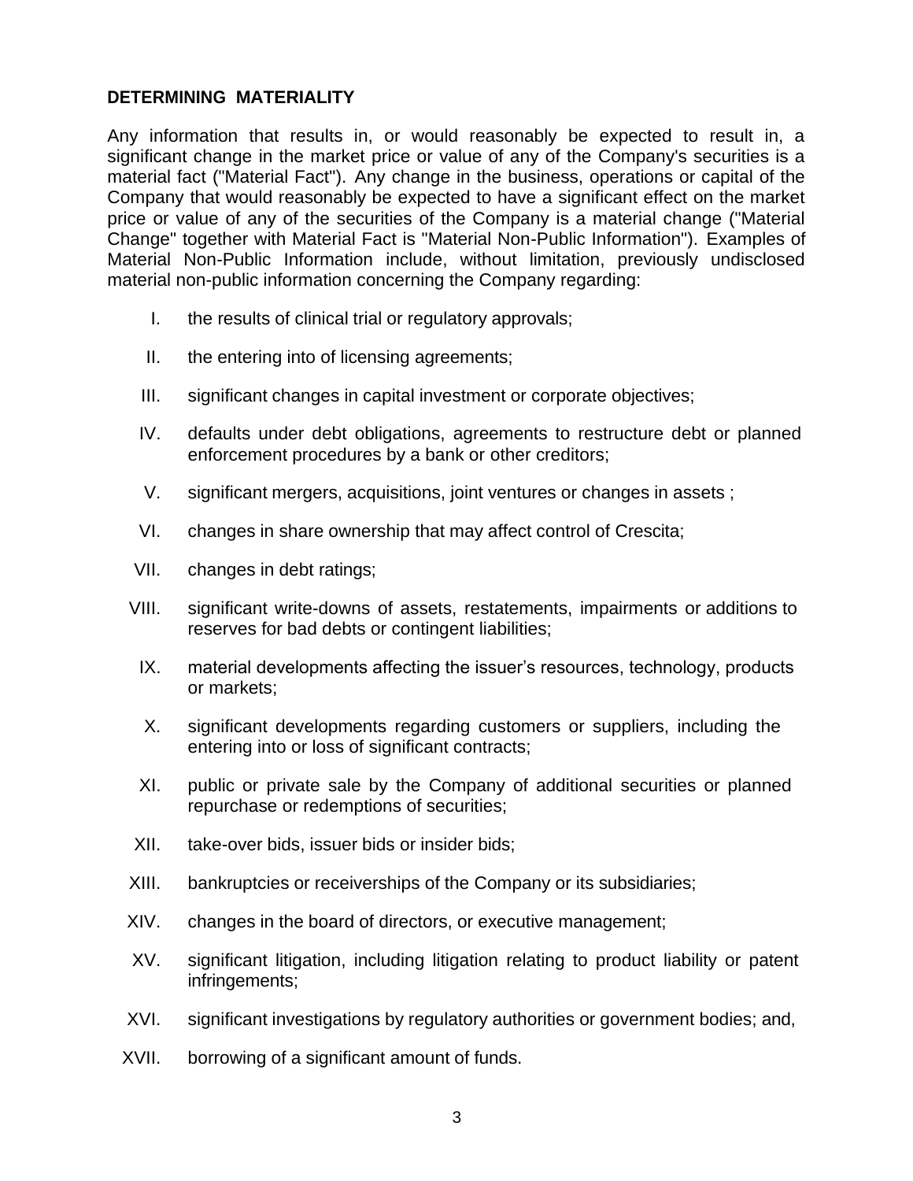## DETERMINING MATERIALITY

Any information that results in, or would reasonably be expected to result in, a significant change in the market price or value of any of the Company's securities is a material fact ("Material Fact"). Any change in the business, operations or capital of the Company that would reasonably be expected to have a significant effect on the market price or value of any of the securities of the Company is a material change ("Material Change" together with Material Fact is "Material Non-Public Information"). Examples of Material Non-Public Information include, without limitation, previously undisclosed material non-public information concerning the Company regarding:

I. the results of clinical trial or regulatory approvals;

II. the entering into of licensing agreements;

III. significant changes in capital investment or corporate objectives;

IV. defaults under debt obligations, agreements to restructure debt or planned enforcement procedures by a bank or other creditors;

V. significant mergers, acquisitions, joint ventures or changes in assets ;

VI. changes in share ownership that may affect control of Crescita;

VII. changes in debt ratings;

VIII. significant write-downs of assets, restatements, impairments or additions to reserves for bad debts or contingent liabilities;

IX. material developments affecting the issuer's resources, technology, products or markets;

X. significant developments regarding customers or suppliers, including the entering into or loss of significant contracts;

XI. public or private sale by the Company of additional securities or planned repurchase or redemptions of securities;

XII. take-over bids, issuer bids or insider bids;

XIII. bankruptcies or receiverships of the Company or its subsidiaries;

XIV. changes in the board of directors, or executive management;

XV. significant litigation, including litigation relating to product liability or patent infringements;

XVI. significant investigations by regulatory authorities or government bodies; and,

XVII. borrowing of a significant amount of funds.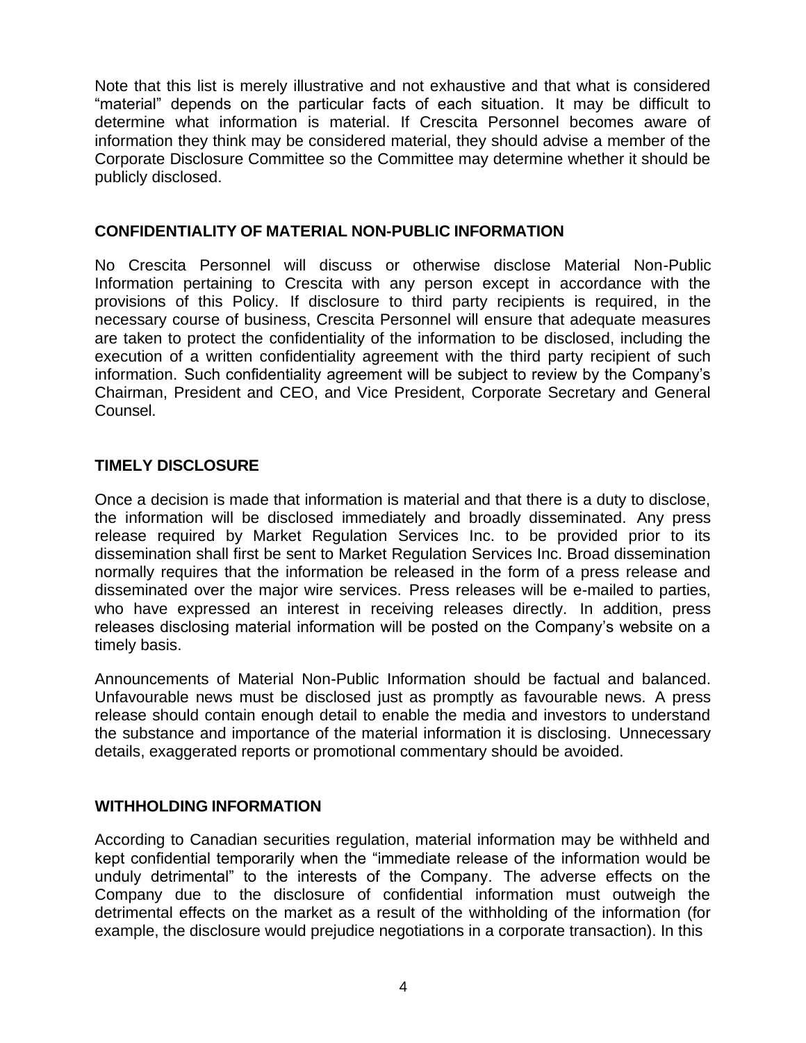Note that this list is merely illustrative and not exhaustive and that what is considered “material” depends on the particular facts of each situation. It may be difficult to determine what information is material. If Crescita Personnel becomes aware of information they think may be considered material, they should advise a member of the Corporate Disclosure Committee so the Committee may determine whether it should be publicly disclosed.

## CONFIDENTIALITY OF MATERIAL NON-PUBLIC INFORMATION

No Crescita Personnel will discuss or otherwise disclose Material Non-Public Information pertaining to Crescita with any person except in accordance with the provisions of this Policy. If disclosure to third party recipients is required, in the necessary course of business, Crescita Personnel will ensure that adequate measures are taken to protect the confidentiality of the information to be disclosed, including the execution of a written confidentiality agreement with the third party recipient of such information. Such confidentiality agreement will be subject to review by the Company’s Chairman, President and CEO, and Vice President, Corporate Secretary and General Counsel.

## TIMELY DISCLOSURE

Once a decision is made that information is material and that there is a duty to disclose, the information will be disclosed immediately and broadly disseminated. Any press release required by Market Regulation Services Inc. to be provided prior to its dissemination shall first be sent to Market Regulation Services Inc. Broad dissemination normally requires that the information be released in the form of a press release and disseminated over the major wire services. Press releases will be e-mailed to parties, who have expressed an interest in receiving releases directly. In addition, press releases disclosing material information will be posted on the Company’s website on a timely basis.

Announcements of Material Non-Public Information should be factual and balanced. Unfavourable news must be disclosed just as promptly as favourable news. A press release should contain enough detail to enable the media and investors to understand the substance and importance of the material information it is disclosing. Unnecessary details, exaggerated reports or promotional commentary should be avoided.

## WITHHOLDING INFORMATION

According to Canadian securities regulation, material information may be withheld and kept confidential temporarily when the “immediate release of the information would be unduly detrimental” to the interests of the Company. The adverse effects on the Company due to the disclosure of confidential information must outweigh the detrimental effects on the market as a result of the withholding of the information (for example, the disclosure would prejudice negotiations in a corporate transaction). In this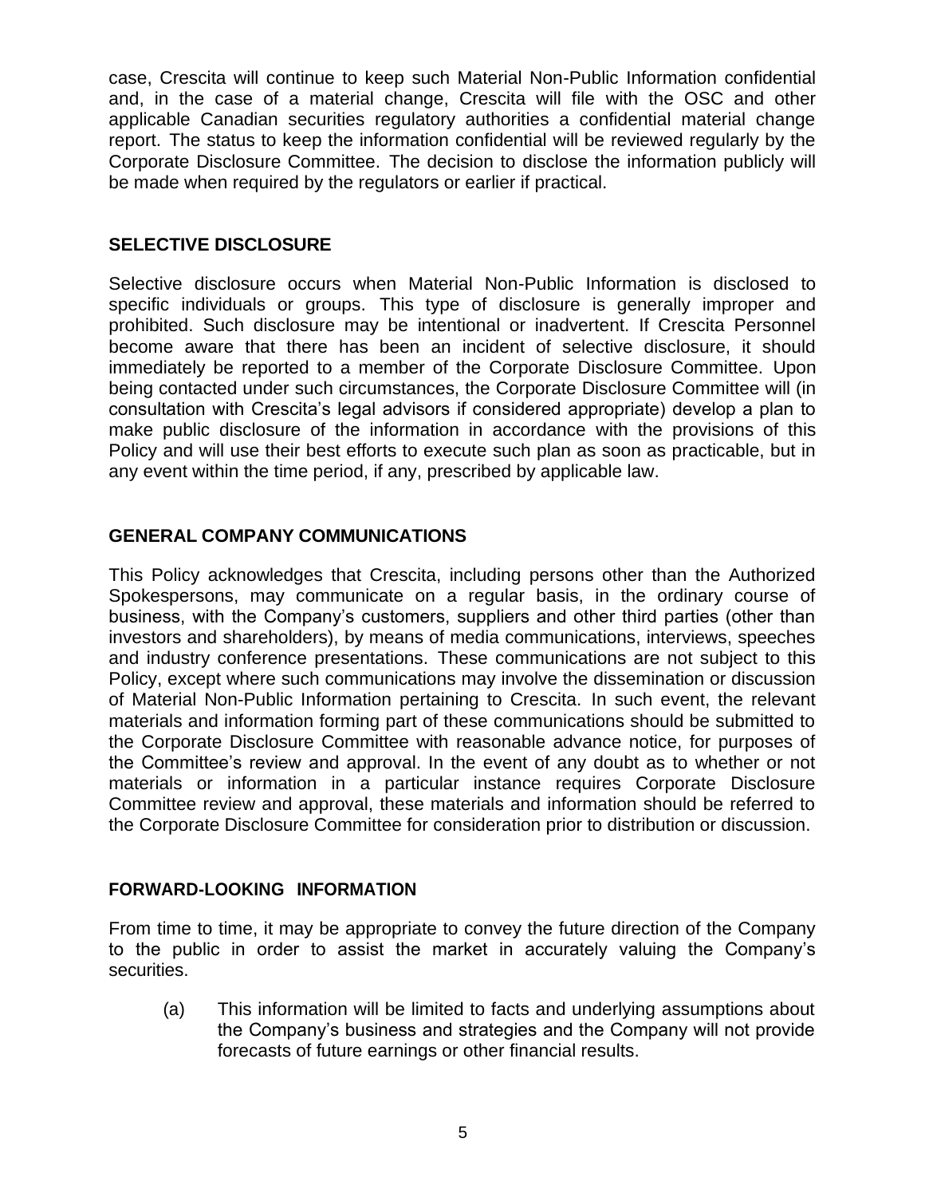case, Crescita will continue to keep such Material Non-Public Information confidential and, in the case of a material change, Crescita will file with the OSC and other applicable Canadian securities regulatory authorities a confidential material change report. The status to keep the information confidential will be reviewed regularly by the Corporate Disclosure Committee. The decision to disclose the information publicly will be made when required by the regulators or earlier if practical.

## SELECTIVE DISCLOSURE

Selective disclosure occurs when Material Non-Public Information is disclosed to specific individuals or groups. This type of disclosure is generally improper and prohibited. Such disclosure may be intentional or inadvertent. If Crescita Personnel become aware that there has been an incident of selective disclosure, it should immediately be reported to a member of the Corporate Disclosure Committee. Upon being contacted under such circumstances, the Corporate Disclosure Committee will (in consultation with Crescita's legal advisors if considered appropriate) develop a plan to make public disclosure of the information in accordance with the provisions of this Policy and will use their best efforts to execute such plan as soon as practicable, but in any event within the time period, if any, prescribed by applicable law.

## GENERAL COMPANY COMMUNICATIONS

This Policy acknowledges that Crescita, including persons other than the Authorized Spokespersons, may communicate on a regular basis, in the ordinary course of business, with the Company's customers, suppliers and other third parties (other than investors and shareholders), by means of media communications, interviews, speeches and industry conference presentations. These communications are not subject to this Policy, except where such communications may involve the dissemination or discussion of Material Non-Public Information pertaining to Crescita. In such event, the relevant materials and information forming part of these communications should be submitted to the Corporate Disclosure Committee with reasonable advance notice, for purposes of the Committee's review and approval. In the event of any doubt as to whether or not materials or information in a particular instance requires Corporate Disclosure Committee review and approval, these materials and information should be referred to the Corporate Disclosure Committee for consideration prior to distribution or discussion.

## FORWARD-LOOKING INFORMATION

From time to time, it may be appropriate to convey the future direction of the Company to the public in order to assist the market in accurately valuing the Company's securities.

(a) This information will be limited to facts and underlying assumptions about the Company's business and strategies and the Company will not provide forecasts of future earnings or other financial results.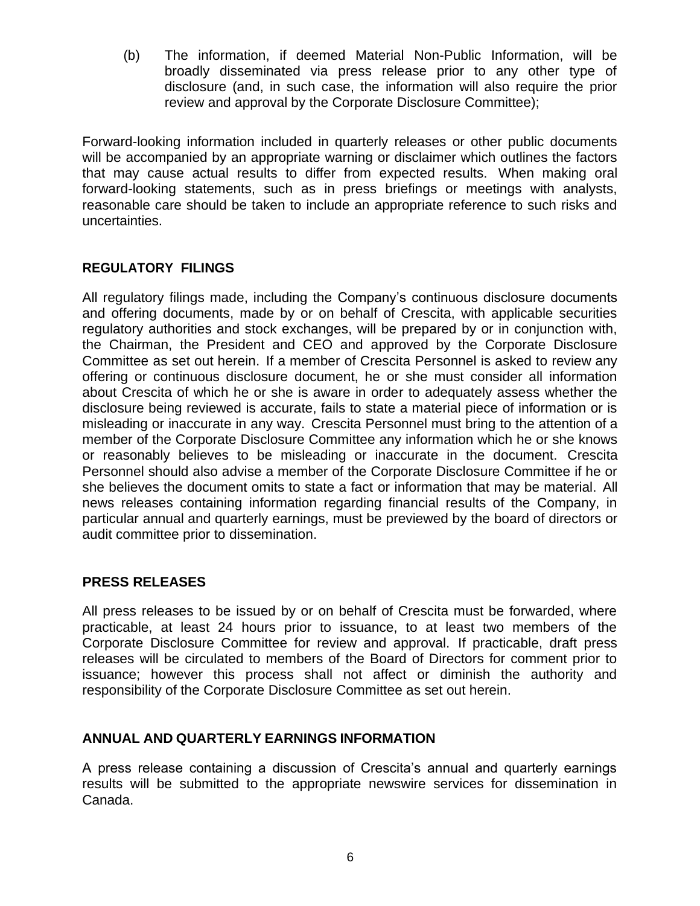(b) The information, if deemed Material Non-Public Information, will be broadly disseminated via press release prior to any other type of disclosure (and, in such case, the information will also require the prior review and approval by the Corporate Disclosure Committee);

Forward-looking information included in quarterly releases or other public documents will be accompanied by an appropriate warning or disclaimer which outlines the factors that may cause actual results to differ from expected results. When making oral forward-looking statements, such as in press briefings or meetings with analysts, reasonable care should be taken to include an appropriate reference to such risks and uncertainties.

## REGULATORY FILINGS

All regulatory filings made, including the Company's continuous disclosure documents and offering documents, made by or on behalf of Crescita, with applicable securities regulatory authorities and stock exchanges, will be prepared by or in conjunction with, the Chairman, the President and CEO and approved by the Corporate Disclosure Committee as set out herein. If a member of Crescita Personnel is asked to review any offering or continuous disclosure document, he or she must consider all information about Crescita of which he or she is aware in order to adequately assess whether the disclosure being reviewed is accurate, fails to state a material piece of information or is misleading or inaccurate in any way. Crescita Personnel must bring to the attention of a member of the Corporate Disclosure Committee any information which he or she knows or reasonably believes to be misleading or inaccurate in the document. Crescita Personnel should also advise a member of the Corporate Disclosure Committee if he or she believes the document omits to state a fact or information that may be material. All news releases containing information regarding financial results of the Company, in particular annual and quarterly earnings, must be previewed by the board of directors or audit committee prior to dissemination.

## PRESS RELEASES

All press releases to be issued by or on behalf of Crescita must be forwarded, where practicable, at least 24 hours prior to issuance, to at least two members of the Corporate Disclosure Committee for review and approval. If practicable, draft press releases will be circulated to members of the Board of Directors for comment prior to issuance; however this process shall not affect or diminish the authority and responsibility of the Corporate Disclosure Committee as set out herein.

## ANNUAL AND QUARTERLY EARNINGS INFORMATION

A press release containing a discussion of Crescita's annual and quarterly earnings results will be submitted to the appropriate newswire services for dissemination in Canada.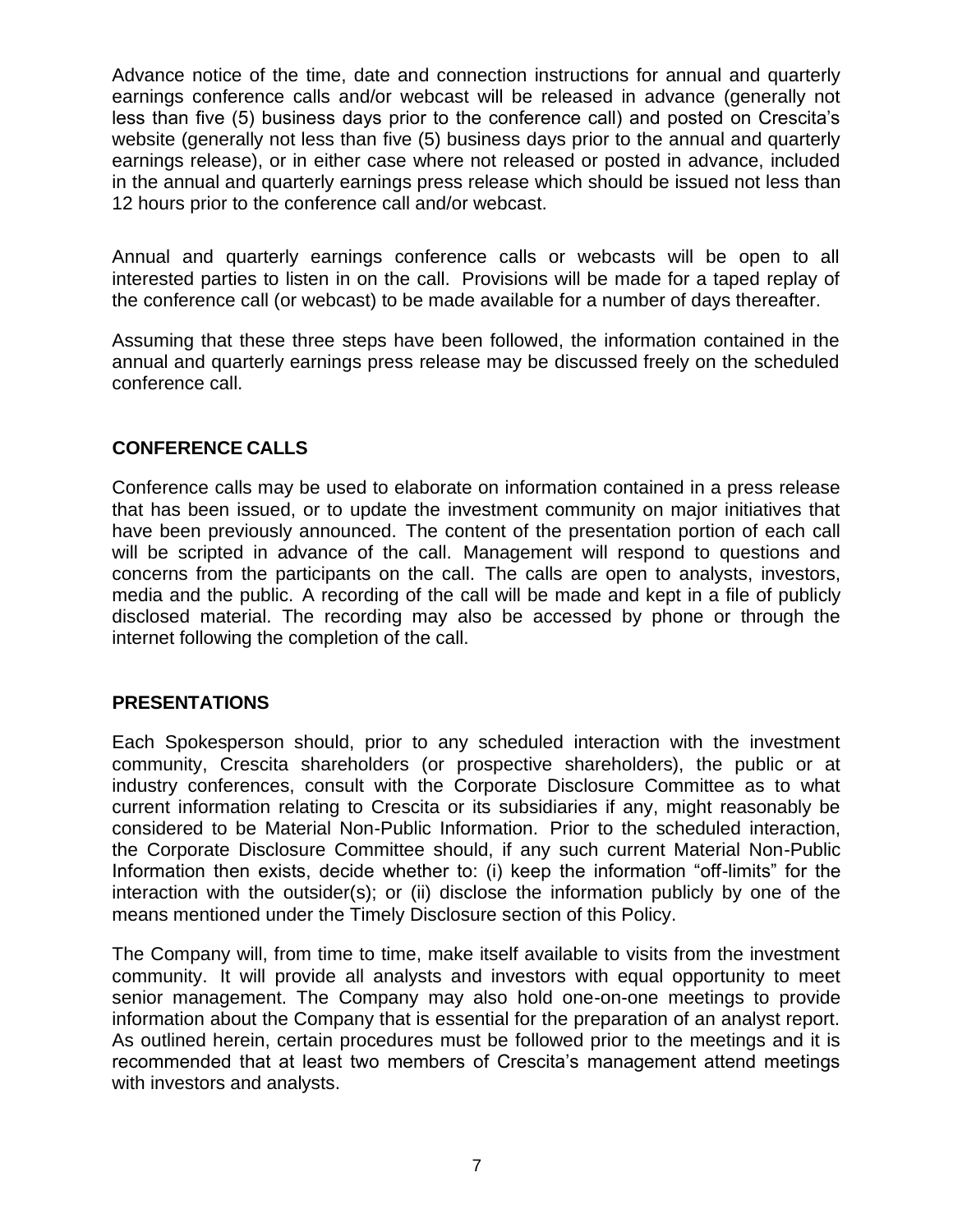Advance notice of the time, date and connection instructions for annual and quarterly earnings conference calls and/or webcast will be released in advance (generally not less than five (5) business days prior to the conference call) and posted on Crescita's website (generally not less than five (5) business days prior to the annual and quarterly earnings release), or in either case where not released or posted in advance, included in the annual and quarterly earnings press release which should be issued not less than 12 hours prior to the conference call and/or webcast.

Annual and quarterly earnings conference calls or webcasts will be open to all interested parties to listen in on the call. Provisions will be made for a taped replay of the conference call (or webcast) to be made available for a number of days thereafter.

Assuming that these three steps have been followed, the information contained in the annual and quarterly earnings press release may be discussed freely on the scheduled conference call.

## CONFERENCE CALLS

Conference calls may be used to elaborate on information contained in a press release that has been issued, or to update the investment community on major initiatives that have been previously announced. The content of the presentation portion of each call will be scripted in advance of the call. Management will respond to questions and concerns from the participants on the call. The calls are open to analysts, investors, media and the public. A recording of the call will be made and kept in a file of publicly disclosed material. The recording may also be accessed by phone or through the internet following the completion of the call.

## PRESENTATIONS

Each Spokesperson should, prior to any scheduled interaction with the investment community, Crescita shareholders (or prospective shareholders), the public or at industry conferences, consult with the Corporate Disclosure Committee as to what current information relating to Crescita or its subsidiaries if any, might reasonably be considered to be Material Non-Public Information. Prior to the scheduled interaction, the Corporate Disclosure Committee should, if any such current Material Non-Public Information then exists, decide whether to: (i) keep the information "off-limits" for the interaction with the outsider(s); or (ii) disclose the information publicly by one of the means mentioned under the Timely Disclosure section of this Policy.

The Company will, from time to time, make itself available to visits from the investment community. It will provide all analysts and investors with equal opportunity to meet senior management. The Company may also hold one-on-one meetings to provide information about the Company that is essential for the preparation of an analyst report. As outlined herein, certain procedures must be followed prior to the meetings and it is recommended that at least two members of Crescita's management attend meetings with investors and analysts.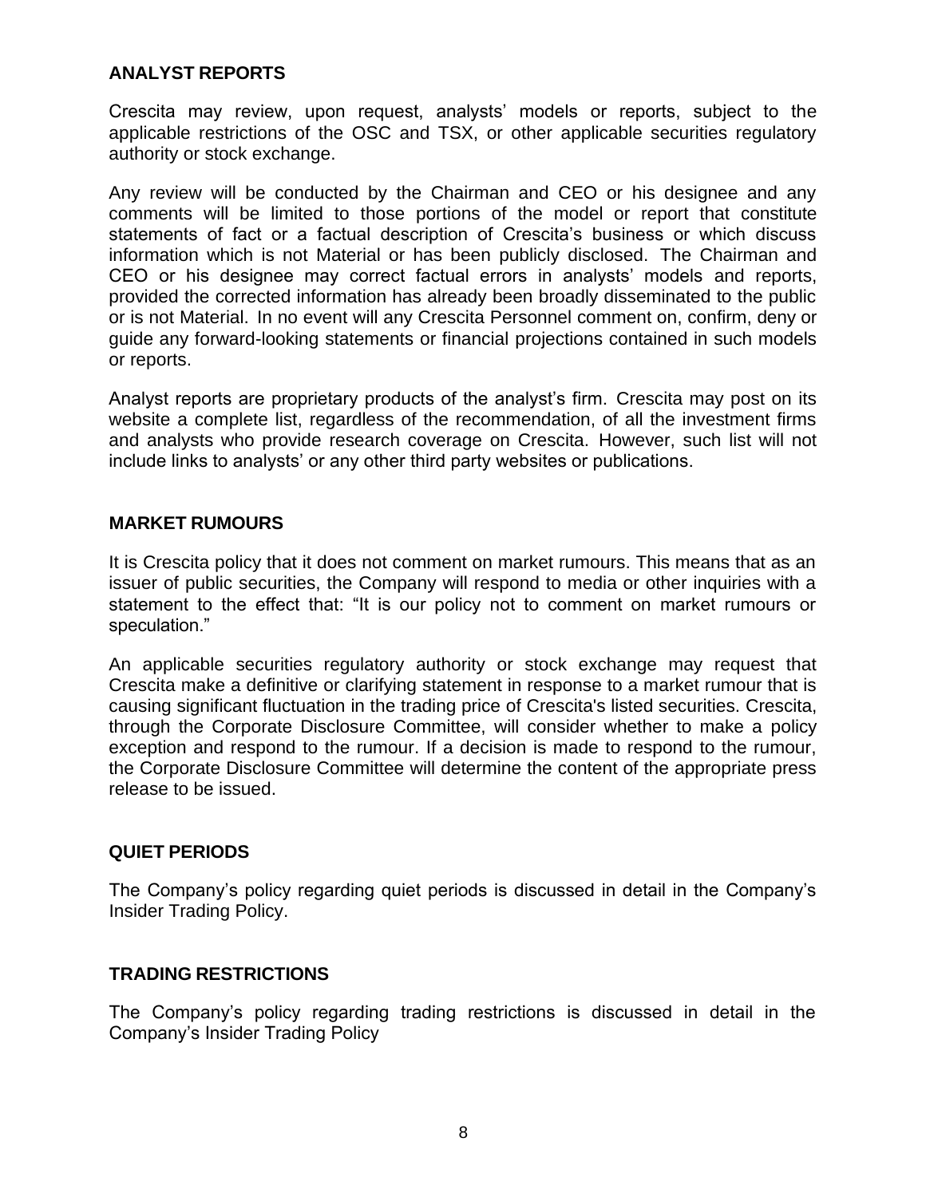## ANALYST REPORTS

Crescita may review, upon request, analysts' models or reports, subject to the applicable restrictions of the OSC and TSX, or other applicable securities regulatory authority or stock exchange.

Any review will be conducted by the Chairman and CEO or his designee and any comments will be limited to those portions of the model or report that constitute statements of fact or a factual description of Crescita's business or which discuss information which is not Material or has been publicly disclosed. The Chairman and CEO or his designee may correct factual errors in analysts' models and reports, provided the corrected information has already been broadly disseminated to the public or is not Material. In no event will any Crescita Personnel comment on, confirm, deny or guide any forward-looking statements or financial projections contained in such models or reports.

Analyst reports are proprietary products of the analyst's firm. Crescita may post on its website a complete list, regardless of the recommendation, of all the investment firms and analysts who provide research coverage on Crescita. However, such list will not include links to analysts' or any other third party websites or publications.

## MARKET RUMOURS

It is Crescita policy that it does not comment on market rumours. This means that as an issuer of public securities, the Company will respond to media or other inquiries with a statement to the effect that: "It is our policy not to comment on market rumours or speculation."

An applicable securities regulatory authority or stock exchange may request that Crescita make a definitive or clarifying statement in response to a market rumour that is causing significant fluctuation in the trading price of Crescita's listed securities. Crescita, through the Corporate Disclosure Committee, will consider whether to make a policy exception and respond to the rumour. If a decision is made to respond to the rumour, the Corporate Disclosure Committee will determine the content of the appropriate press release to be issued.

## QUIET PERIODS

The Company's policy regarding quiet periods is discussed in detail in the Company's Insider Trading Policy.

## TRADING RESTRICTIONS

The Company's policy regarding trading restrictions is discussed in detail in the Company's Insider Trading Policy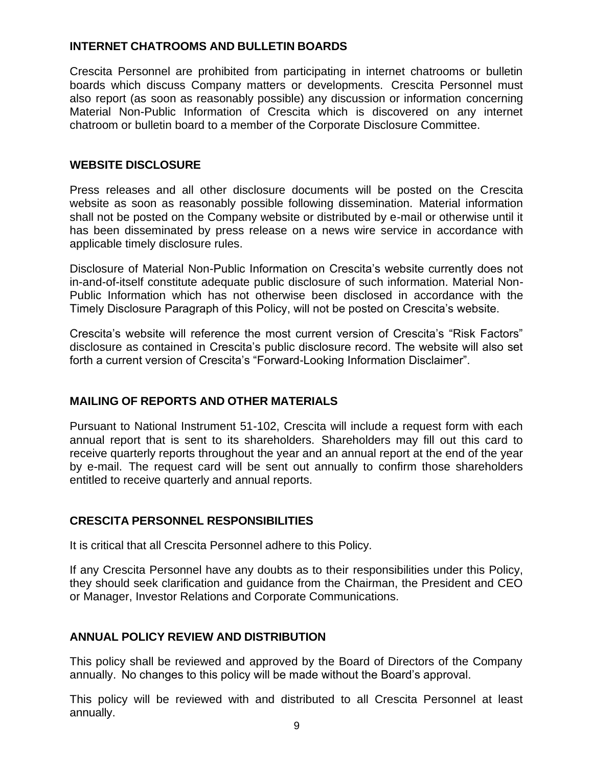## INTERNET CHATROOMS AND BULLETIN BOARDS

Crescita Personnel are prohibited from participating in internet chatrooms or bulletin boards which discuss Company matters or developments. Crescita Personnel must also report (as soon as reasonably possible) any discussion or information concerning Material Non-Public Information of Crescita which is discovered on any internet chatroom or bulletin board to a member of the Corporate Disclosure Committee.

## WEBSITE DISCLOSURE

Press releases and all other disclosure documents will be posted on the Crescita website as soon as reasonably possible following dissemination. Material information shall not be posted on the Company website or distributed by e-mail or otherwise until it has been disseminated by press release on a news wire service in accordance with applicable timely disclosure rules.

Disclosure of Material Non-Public Information on Crescita's website currently does not in-and-of-itself constitute adequate public disclosure of such information. Material Non-Public Information which has not otherwise been disclosed in accordance with the Timely Disclosure Paragraph of this Policy, will not be posted on Crescita's website.

Crescita's website will reference the most current version of Crescita's "Risk Factors" disclosure as contained in Crescita's public disclosure record. The website will also set forth a current version of Crescita's "Forward-Looking Information Disclaimer".

## MAILING OF REPORTS AND OTHER MATERIALS

Pursuant to National Instrument 51-102, Crescita will include a request form with each annual report that is sent to its shareholders. Shareholders may fill out this card to receive quarterly reports throughout the year and an annual report at the end of the year by e-mail. The request card will be sent out annually to confirm those shareholders entitled to receive quarterly and annual reports.

## CRESCITA PERSONNEL RESPONSIBILITIES

It is critical that all Crescita Personnel adhere to this Policy.

If any Crescita Personnel have any doubts as to their responsibilities under this Policy, they should seek clarification and guidance from the Chairman, the President and CEO or Manager, Investor Relations and Corporate Communications.

## ANNUAL POLICY REVIEW AND DISTRIBUTION

This policy shall be reviewed and approved by the Board of Directors of the Company annually. No changes to this policy will be made without the Board's approval.

This policy will be reviewed with and distributed to all Crescita Personnel at least annually.